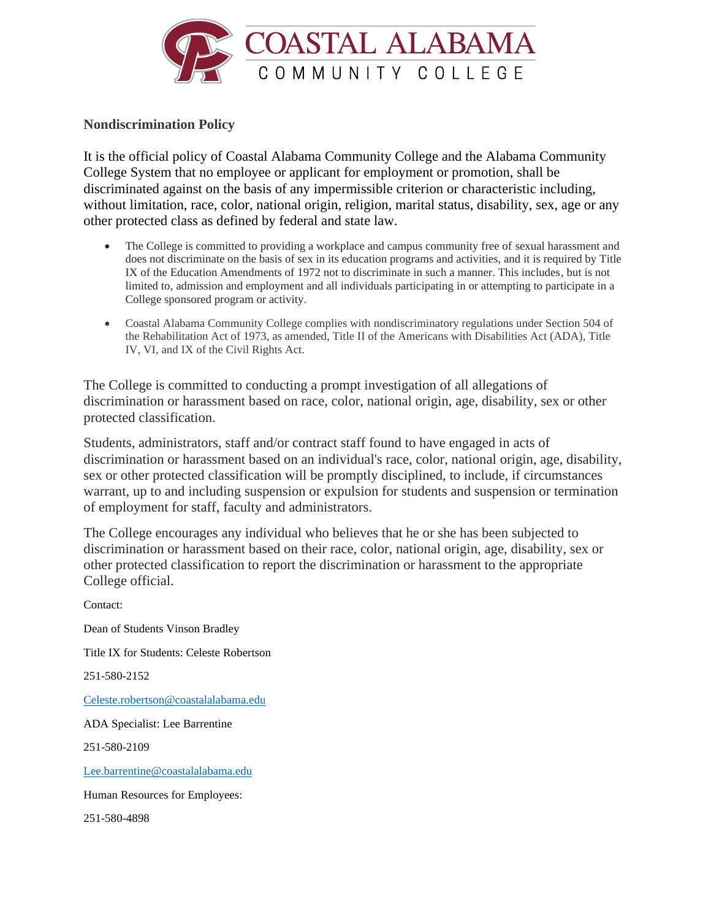COASTAL ALABAMA COMMUNITY COLLEGE

**Nondiscrimination Policy**

It is the official policy of Coastal Alabama Community College and the Alabama Community College System that no employee or applicant for employment or promotion, shall be discriminated against on the basis of any impermissible criterion or characteristic including, without limitation, race, color, national origin, religion, marital status, disability, sex, age or any other protected class as defined by federal and state law.

- The College is committed to providing a workplace and campus community free of sexual harassment and does not discriminate on the basis of sex in its education programs and activities, and it is required by Title IX of the Education Amendments of 1972 not to discriminate in such a manner. This includes, but is not limited to, admission and employment and all individuals participating in or attempting to participate in a College sponsored program or activity.
- Coastal Alabama Community College complies with nondiscriminatory regulations under Section 504 of the Rehabilitation Act of 1973, as amended, Title II of the Americans with Disabilities Act (ADA), Title IV, VI, and IX of the Civil Rights Act.

The College is committed to conducting a prompt investigation of all allegations of discrimination or harassment based on race, color, national origin, age, disability, sex or other protected classification.

Students, administrators, staff and/or contract staff found to have engaged in acts of discrimination or harassment based on an individual's race, color, national origin, age, disability, sex or other protected classification will be promptly disciplined, to include, if circumstances warrant, up to and including suspension or expulsion for students and suspension or termination of employment for staff, faculty and administrators.

The College encourages any individual who believes that he or she has been subjected to discrimination or harassment based on their race, color, national origin, age, disability, sex or other protected classification to report the discrimination or harassment to the appropriate College official.

Contact:

Dean of Students Vinson Bradley

Title IX for Students: Celeste Robertson

251-580-2152

Celeste.robertson@coastalalabama.edu

ADA Specialist: Lee Barrentine

251-580-2109

Lee.barrentine@coastalalabama.edu

Human Resources for Employees:

251-580-4898